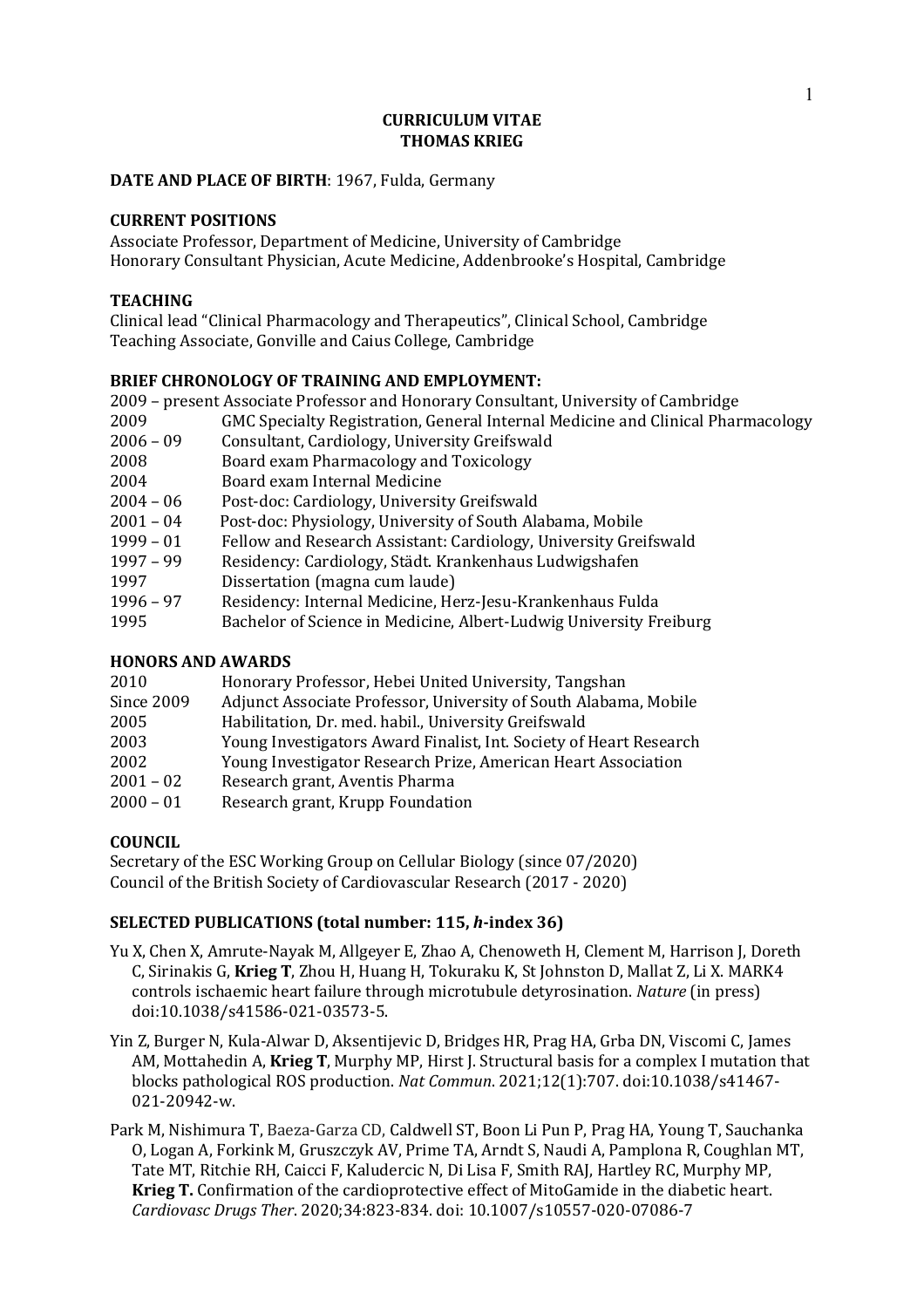# CURRICULUM VITAE
# THOMAS KRIEG

**DATE AND PLACE OF BIRTH**: 1967, Fulda, Germany

## CURRENT POSITIONS

Associate Professor, Department of Medicine, University of Cambridge
Honorary Consultant Physician, Acute Medicine, Addenbrooke's Hospital, Cambridge

## TEACHING

Clinical lead "Clinical Pharmacology and Therapeutics", Clinical School, Cambridge
Teaching Associate, Gonville and Caius College, Cambridge

## BRIEF CHRONOLOGY OF TRAINING AND EMPLOYMENT:

| | |
|---|---|
| 2009 – present | Associate Professor and Honorary Consultant, University of Cambridge |
| 2009 | GMC Specialty Registration, General Internal Medicine and Clinical Pharmacology |
| 2006 – 09 | Consultant, Cardiology, University Greifswald |
| 2008 | Board exam Pharmacology and Toxicology |
| 2004 | Board exam Internal Medicine |
| 2004 – 06 | Post-doc: Cardiology, University Greifswald |
| 2001 – 04 | Post-doc: Physiology, University of South Alabama, Mobile |
| 1999 – 01 | Fellow and Research Assistant: Cardiology, University Greifswald |
| 1997 – 99 | Residency: Cardiology, Städt. Krankenhaus Ludwigshafen |
| 1997 | Dissertation (magna cum laude) |
| 1996 – 97 | Residency: Internal Medicine, Herz-Jesu-Krankenhaus Fulda |
| 1995 | Bachelor of Science in Medicine, Albert-Ludwig University Freiburg |

## HONORS AND AWARDS

| | |
|---|---|
| 2010 | Honorary Professor, Hebei United University, Tangshan |
| Since 2009 | Adjunct Associate Professor, University of South Alabama, Mobile |
| 2005 | Habilitation, Dr. med. habil., University Greifswald |
| 2003 | Young Investigators Award Finalist, Int. Society of Heart Research |
| 2002 | Young Investigator Research Prize, American Heart Association |
| 2001 – 02 | Research grant, Aventis Pharma |
| 2000 – 01 | Research grant, Krupp Foundation |

## COUNCIL

Secretary of the ESC Working Group on Cellular Biology (since 07/2020)
Council of the British Society of Cardiovascular Research (2017 - 2020)

## SELECTED PUBLICATIONS (total number: 115, *h*-index 36)

Yu X, Chen X, Amrute-Nayak M, Allgeyer E, Zhao A, Chenoweth H, Clement M, Harrison J, Doreth C, Sirinakis G, **Krieg T**, Zhou H, Huang H, Tokuraku K, St Johnston D, Mallat Z, Li X. MARK4 controls ischaemic heart failure through microtubule detyrosination. *Nature* (in press) doi:10.1038/s41586-021-03573-5.

Yin Z, Burger N, Kula-Alwar D, Aksentijevic D, Bridges HR, Prag HA, Grba DN, Viscomi C, James AM, Mottahedin A, **Krieg T**, Murphy MP, Hirst J. Structural basis for a complex I mutation that blocks pathological ROS production. *Nat Commun*. 2021;12(1):707. doi:10.1038/s41467-021-20942-w.

Park M, Nishimura T, Baeza-Garza CD, Caldwell ST, Boon Li Pun P, Prag HA, Young T, Sauchanka O, Logan A, Forkink M, Gruszczyk AV, Prime TA, Arndt S, Naudi A, Pamplona R, Coughlan MT, Tate MT, Ritchie RH, Caicci F, Kaludercic N, Di Lisa F, Smith RAJ, Hartley RC, Murphy MP, **Krieg T.** Confirmation of the cardioprotective effect of MitoGamide in the diabetic heart. *Cardiovasc Drugs Ther*. 2020;34:823-834. doi: 10.1007/s10557-020-07086-7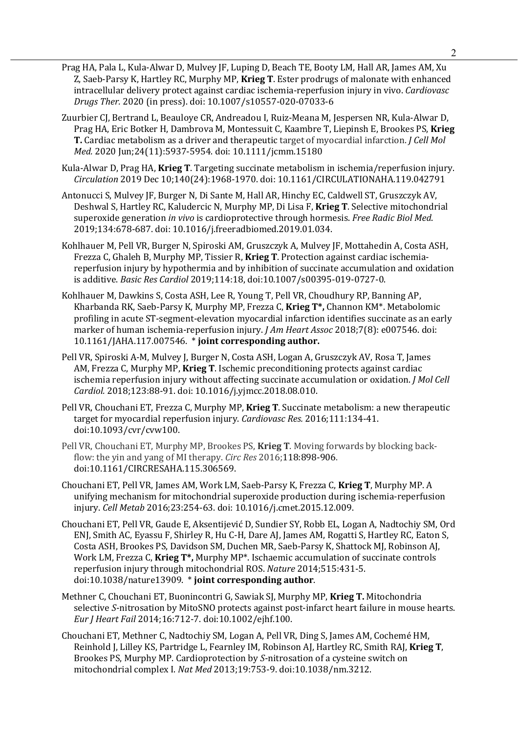Prag HA, Pala L, Kula-Alwar D, Mulvey JF, Luping D, Beach TE, Booty LM, Hall AR, James AM, Xu Z, Saeb-Parsy K, Hartley RC, Murphy MP, **Krieg T**. Ester prodrugs of malonate with enhanced intracellular delivery protect against cardiac ischemia-reperfusion injury in vivo. *Cardiovasc Drugs Ther.* 2020 (in press). doi: 10.1007/s10557-020-07033-6

Zuurbier CJ, Bertrand L, Beauloye CR, Andreadou I, Ruiz-Meana M, Jespersen NR, Kula-Alwar D, Prag HA, Eric Botker H, Dambrova M, Montessuit C, Kaambre T, Liepinsh E, Brookes PS, **Krieg T.** Cardiac metabolism as a driver and therapeutic target of myocardial infarction. *J Cell Mol Med.* 2020 Jun;24(11):5937-5954. doi: 10.1111/jcmm.15180

Kula-Alwar D, Prag HA, **Krieg T**. Targeting succinate metabolism in ischemia/reperfusion injury. *Circulation* 2019 Dec 10;140(24):1968-1970. doi: 10.1161/CIRCULATIONAHA.119.042791

Antonucci S, Mulvey JF, Burger N, Di Sante M, Hall AR, Hinchy EC, Caldwell ST, Gruszczyk AV, Deshwal S, Hartley RC, Kaludercic N, Murphy MP, Di Lisa F, **Krieg T**. Selective mitochondrial superoxide generation *in vivo* is cardioprotective through hormesis. *Free Radic Biol Med*. 2019;134:678-687. doi: 10.1016/j.freeradbiomed.2019.01.034.

Kohlhauer M, Pell VR, Burger N, Spiroski AM, Gruszczyk A, Mulvey JF, Mottahedin A, Costa ASH, Frezza C, Ghaleh B, Murphy MP, Tissier R, **Krieg T**. Protection against cardiac ischemia-reperfusion injury by hypothermia and by inhibition of succinate accumulation and oxidation is additive. *Basic Res Cardiol* 2019;114:18, doi:10.1007/s00395-019-0727-0.

Kohlhauer M, Dawkins S, Costa ASH, Lee R, Young T, Pell VR, Choudhury RP, Banning AP, Kharbanda RK, Saeb-Parsy K, Murphy MP, Frezza C, **Krieg T\*,** Channon KM\*. Metabolomic profiling in acute ST-segment-elevation myocardial infarction identifies succinate as an early marker of human ischemia-reperfusion injury. *J Am Heart Assoc* 2018;7(8): e007546. doi: 10.1161/JAHA.117.007546. \* **joint corresponding author.**

Pell VR, Spiroski A-M, Mulvey J, Burger N, Costa ASH, Logan A, Gruszczyk AV, Rosa T, James AM, Frezza C, Murphy MP, **Krieg T**. Ischemic preconditioning protects against cardiac ischemia reperfusion injury without affecting succinate accumulation or oxidation. *J Mol Cell Cardiol.* 2018;123:88-91. doi: 10.1016/j.yjmcc.2018.08.010.

Pell VR, Chouchani ET, Frezza C, Murphy MP, **Krieg T**. Succinate metabolism: a new therapeutic target for myocardial reperfusion injury. *Cardiovasc Res.* 2016;111:134-41. doi:10.1093/cvr/cvw100.

Pell VR, Chouchani ET, Murphy MP, Brookes PS, **Krieg T**. Moving forwards by blocking back-flow: the yin and yang of MI therapy. *Circ Res* 2016;118:898-906. doi:10.1161/CIRCRESAHA.115.306569.

Chouchani ET, Pell VR, James AM, Work LM, Saeb-Parsy K, Frezza C, **Krieg T**, Murphy MP. A unifying mechanism for mitochondrial superoxide production during ischemia-reperfusion injury. *Cell Metab* 2016;23:254-63. doi: 10.1016/j.cmet.2015.12.009.

Chouchani ET, Pell VR, Gaude E, Aksentijević D, Sundier SY, Robb EL, Logan A, Nadtochiy SM, Ord ENJ, Smith AC, Eyassu F, Shirley R, Hu C-H, Dare AJ, James AM, Rogatti S, Hartley RC, Eaton S, Costa ASH, Brookes PS, Davidson SM, Duchen MR, Saeb-Parsy K, Shattock MJ, Robinson AJ, Work LM, Frezza C, **Krieg T\*,** Murphy MP\*. Ischaemic accumulation of succinate controls reperfusion injury through mitochondrial ROS. *Nature* 2014;515:431-5. doi:10.1038/nature13909. \* **joint corresponding author**.

Methner C, Chouchani ET, Buonincontri G, Sawiak SJ, Murphy MP, **Krieg T.** Mitochondria selective *S*-nitrosation by MitoSNO protects against post-infarct heart failure in mouse hearts. *Eur J Heart Fail* 2014;16:712-7. doi:10.1002/ejhf.100.

Chouchani ET, Methner C, Nadtochiy SM, Logan A, Pell VR, Ding S, James AM, Cochemé HM, Reinhold J, Lilley KS, Partridge L, Fearnley IM, Robinson AJ, Hartley RC, Smith RAJ, **Krieg T**, Brookes PS, Murphy MP. Cardioprotection by *S*-nitrosation of a cysteine switch on mitochondrial complex I. *Nat Med* 2013;19:753-9. doi:10.1038/nm.3212.